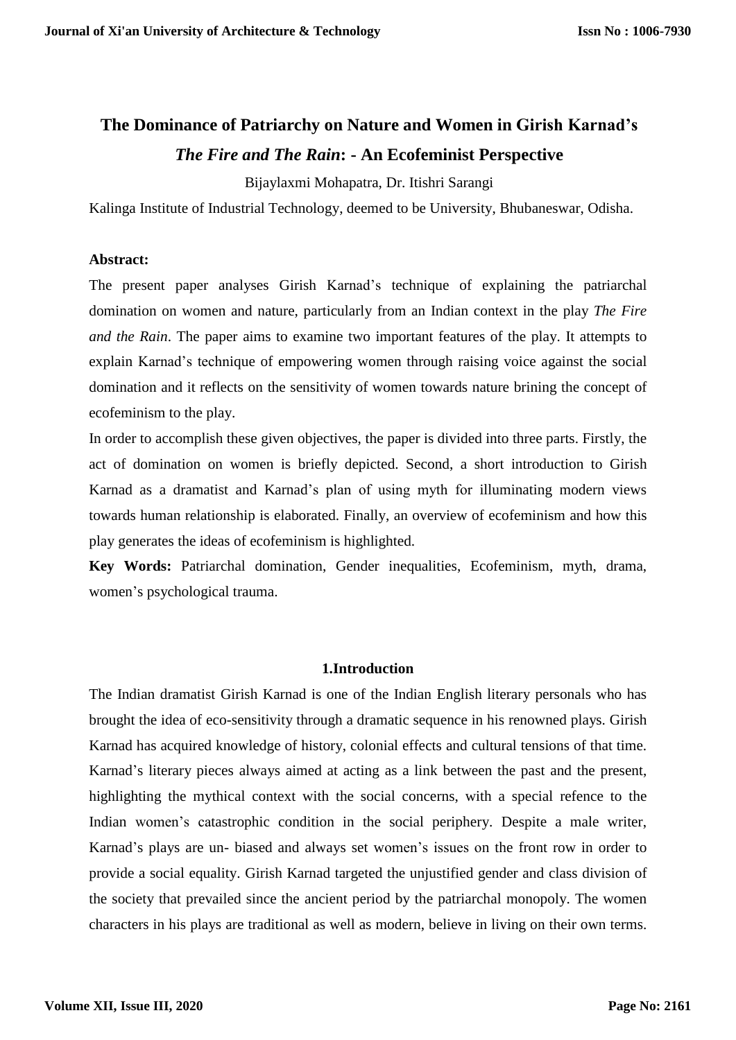# The Dominance of Patriarchy on Nature and Women in Girish Karnad's *The Fire and The Rain*: - An Ecofeminist Perspective

Bijaylaxmi Mohapatra, Dr. Itishri Sarangi

Kalinga Institute of Industrial Technology, deemed to be University, Bhubaneswar, Odisha.

**Abstract:**

The present paper analyses Girish Karnad's technique of explaining the patriarchal domination on women and nature, particularly from an Indian context in the play *The Fire and the Rain*. The paper aims to examine two important features of the play. It attempts to explain Karnad's technique of empowering women through raising voice against the social domination and it reflects on the sensitivity of women towards nature brining the concept of ecofeminism to the play.

In order to accomplish these given objectives, the paper is divided into three parts. Firstly, the act of domination on women is briefly depicted. Second, a short introduction to Girish Karnad as a dramatist and Karnad's plan of using myth for illuminating modern views towards human relationship is elaborated. Finally, an overview of ecofeminism and how this play generates the ideas of ecofeminism is highlighted.

**Key Words:** Patriarchal domination, Gender inequalities, Ecofeminism, myth, drama, women's psychological trauma.

## 1.Introduction

The Indian dramatist Girish Karnad is one of the Indian English literary personals who has brought the idea of eco-sensitivity through a dramatic sequence in his renowned plays. Girish Karnad has acquired knowledge of history, colonial effects and cultural tensions of that time. Karnad's literary pieces always aimed at acting as a link between the past and the present, highlighting the mythical context with the social concerns, with a special refence to the Indian women's catastrophic condition in the social periphery. Despite a male writer, Karnad's plays are un- biased and always set women's issues on the front row in order to provide a social equality. Girish Karnad targeted the unjustified gender and class division of the society that prevailed since the ancient period by the patriarchal monopoly. The women characters in his plays are traditional as well as modern, believe in living on their own terms.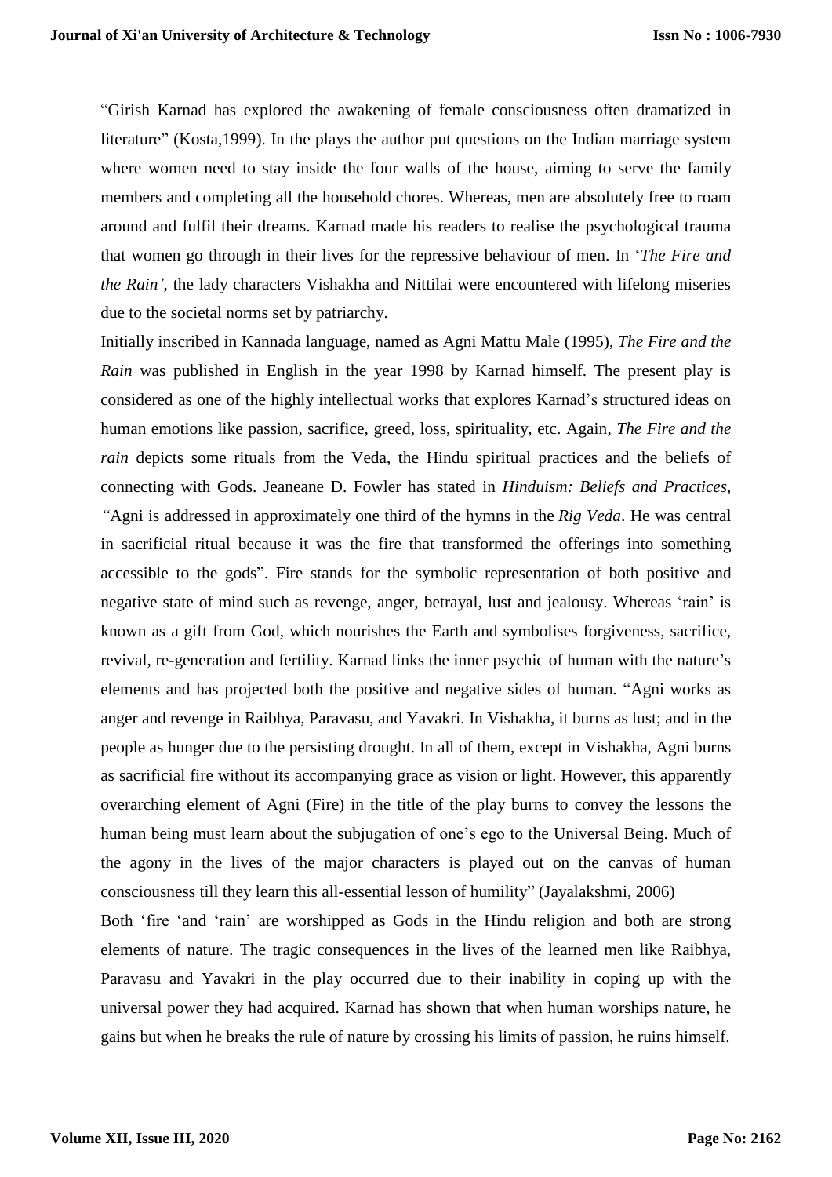"Girish Karnad has explored the awakening of female consciousness often dramatized in literature" (Kosta,1999). In the plays the author put questions on the Indian marriage system where women need to stay inside the four walls of the house, aiming to serve the family members and completing all the household chores. Whereas, men are absolutely free to roam around and fulfil their dreams. Karnad made his readers to realise the psychological trauma that women go through in their lives for the repressive behaviour of men. In '*The Fire and the Rain'*, the lady characters Vishakha and Nittilai were encountered with lifelong miseries due to the societal norms set by patriarchy.

Initially inscribed in Kannada language, named as Agni Mattu Male (1995), *The Fire and the Rain* was published in English in the year 1998 by Karnad himself. The present play is considered as one of the highly intellectual works that explores Karnad's structured ideas on human emotions like passion, sacrifice, greed, loss, spirituality, etc. Again, *The Fire and the rain* depicts some rituals from the Veda, the Hindu spiritual practices and the beliefs of connecting with Gods. Jeaneane D. Fowler has stated in *Hinduism: Beliefs and Practices, "*Agni is addressed in approximately one third of the hymns in the *Rig Veda*. He was central in sacrificial ritual because it was the fire that transformed the offerings into something accessible to the gods". Fire stands for the symbolic representation of both positive and negative state of mind such as revenge, anger, betrayal, lust and jealousy. Whereas 'rain' is known as a gift from God, which nourishes the Earth and symbolises forgiveness, sacrifice, revival, re-generation and fertility. Karnad links the inner psychic of human with the nature's elements and has projected both the positive and negative sides of human. "Agni works as anger and revenge in Raibhya, Paravasu, and Yavakri. In Vishakha, it burns as lust; and in the people as hunger due to the persisting drought. In all of them, except in Vishakha, Agni burns as sacrificial fire without its accompanying grace as vision or light. However, this apparently overarching element of Agni (Fire) in the title of the play burns to convey the lessons the human being must learn about the subjugation of one's ego to the Universal Being. Much of the agony in the lives of the major characters is played out on the canvas of human consciousness till they learn this all-essential lesson of humility" (Jayalakshmi, 2006)

Both 'fire 'and 'rain' are worshipped as Gods in the Hindu religion and both are strong elements of nature. The tragic consequences in the lives of the learned men like Raibhya, Paravasu and Yavakri in the play occurred due to their inability in coping up with the universal power they had acquired. Karnad has shown that when human worships nature, he gains but when he breaks the rule of nature by crossing his limits of passion, he ruins himself.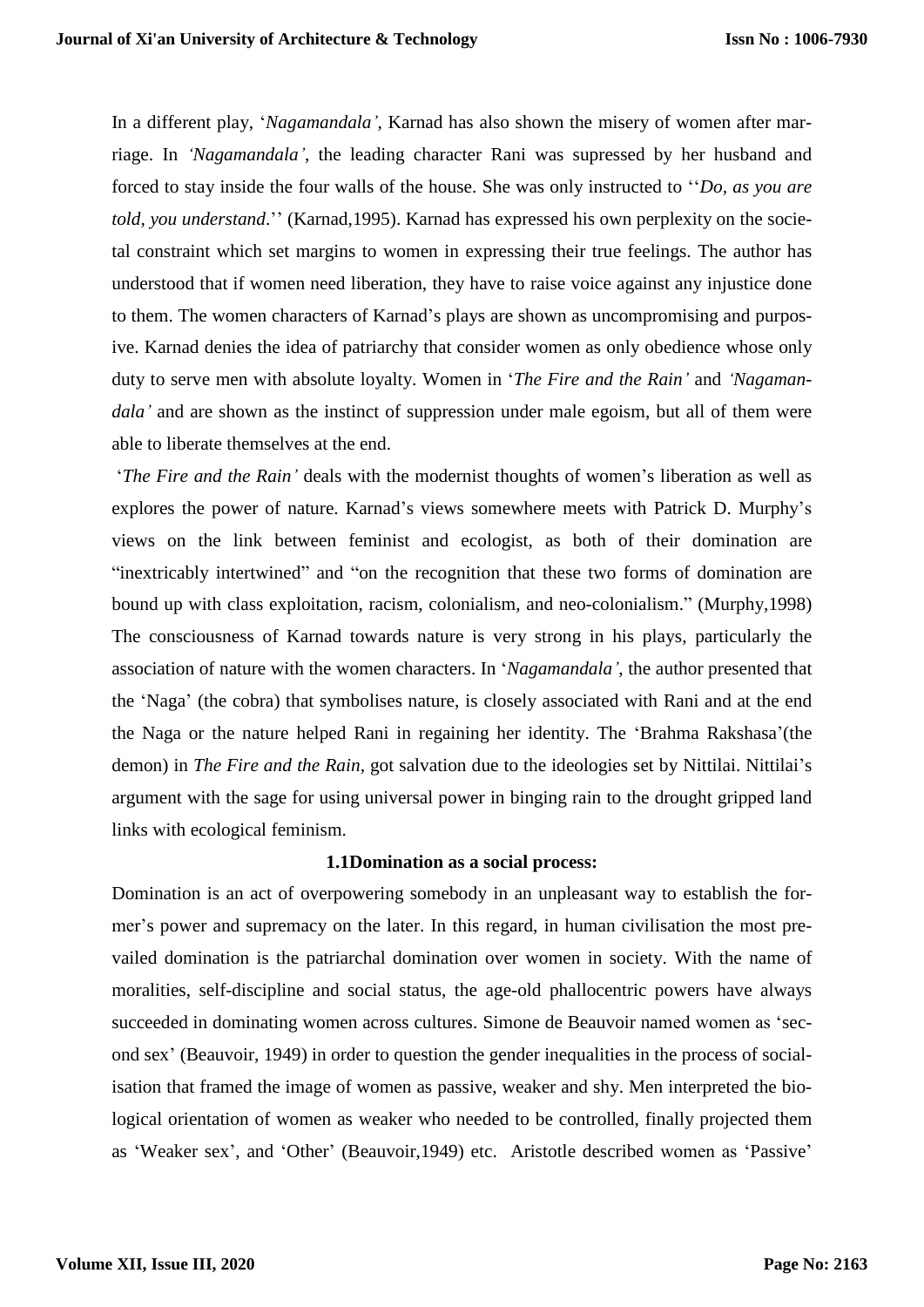In a different play, '*Nagamandala'*, Karnad has also shown the misery of women after marriage. In *'Nagamandala'*, the leading character Rani was supressed by her husband and forced to stay inside the four walls of the house. She was only instructed to ''*Do, as you are told, you understand*.'' (Karnad,1995). Karnad has expressed his own perplexity on the societal constraint which set margins to women in expressing their true feelings. The author has understood that if women need liberation, they have to raise voice against any injustice done to them. The women characters of Karnad's plays are shown as uncompromising and purposive. Karnad denies the idea of patriarchy that consider women as only obedience whose only duty to serve men with absolute loyalty. Women in '*The Fire and the Rain'* and *'Nagamandala'* and are shown as the instinct of suppression under male egoism, but all of them were able to liberate themselves at the end.

'*The Fire and the Rain'* deals with the modernist thoughts of women's liberation as well as explores the power of nature. Karnad's views somewhere meets with Patrick D. Murphy's views on the link between feminist and ecologist, as both of their domination are "inextricably intertwined" and "on the recognition that these two forms of domination are bound up with class exploitation, racism, colonialism, and neo-colonialism." (Murphy,1998) The consciousness of Karnad towards nature is very strong in his plays, particularly the association of nature with the women characters. In '*Nagamandala'*, the author presented that the 'Naga' (the cobra) that symbolises nature, is closely associated with Rani and at the end the Naga or the nature helped Rani in regaining her identity. The 'Brahma Rakshasa'(the demon) in *The Fire and the Rain*, got salvation due to the ideologies set by Nittilai. Nittilai's argument with the sage for using universal power in binging rain to the drought gripped land links with ecological feminism.

### 1.1Domination as a social process:

Domination is an act of overpowering somebody in an unpleasant way to establish the former's power and supremacy on the later. In this regard, in human civilisation the most prevailed domination is the patriarchal domination over women in society. With the name of moralities, self-discipline and social status, the age-old phallocentric powers have always succeeded in dominating women across cultures. Simone de Beauvoir named women as 'second sex' (Beauvoir, 1949) in order to question the gender inequalities in the process of socialisation that framed the image of women as passive, weaker and shy. Men interpreted the biological orientation of women as weaker who needed to be controlled, finally projected them as 'Weaker sex', and 'Other' (Beauvoir,1949) etc. Aristotle described women as 'Passive'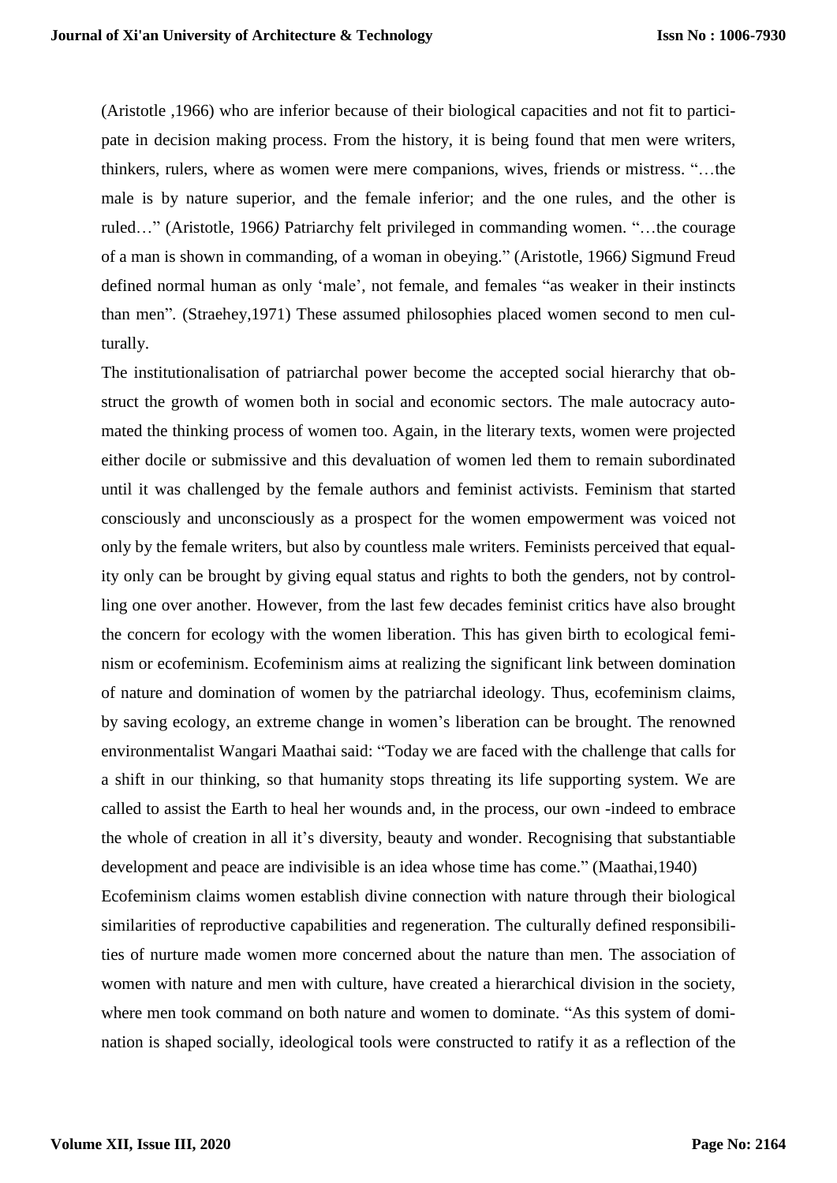(Aristotle ,1966) who are inferior because of their biological capacities and not fit to participate in decision making process. From the history, it is being found that men were writers, thinkers, rulers, where as women were mere companions, wives, friends or mistress. "…the male is by nature superior, and the female inferior; and the one rules, and the other is ruled…" (Aristotle, 1966*)* Patriarchy felt privileged in commanding women. "…the courage of a man is shown in commanding, of a woman in obeying." (Aristotle, 1966*)* Sigmund Freud defined normal human as only 'male', not female, and females "as weaker in their instincts than men". (Straehey,1971) These assumed philosophies placed women second to men culturally.

The institutionalisation of patriarchal power become the accepted social hierarchy that obstruct the growth of women both in social and economic sectors. The male autocracy automated the thinking process of women too. Again, in the literary texts, women were projected either docile or submissive and this devaluation of women led them to remain subordinated until it was challenged by the female authors and feminist activists. Feminism that started consciously and unconsciously as a prospect for the women empowerment was voiced not only by the female writers, but also by countless male writers. Feminists perceived that equality only can be brought by giving equal status and rights to both the genders, not by controlling one over another. However, from the last few decades feminist critics have also brought the concern for ecology with the women liberation. This has given birth to ecological feminism or ecofeminism. Ecofeminism aims at realizing the significant link between domination of nature and domination of women by the patriarchal ideology. Thus, ecofeminism claims, by saving ecology, an extreme change in women's liberation can be brought. The renowned environmentalist Wangari Maathai said: "Today we are faced with the challenge that calls for a shift in our thinking, so that humanity stops threating its life supporting system. We are called to assist the Earth to heal her wounds and, in the process, our own -indeed to embrace the whole of creation in all it's diversity, beauty and wonder. Recognising that substantiable development and peace are indivisible is an idea whose time has come." (Maathai,1940)

Ecofeminism claims women establish divine connection with nature through their biological similarities of reproductive capabilities and regeneration. The culturally defined responsibilities of nurture made women more concerned about the nature than men. The association of women with nature and men with culture, have created a hierarchical division in the society, where men took command on both nature and women to dominate. "As this system of domination is shaped socially, ideological tools were constructed to ratify it as a reflection of the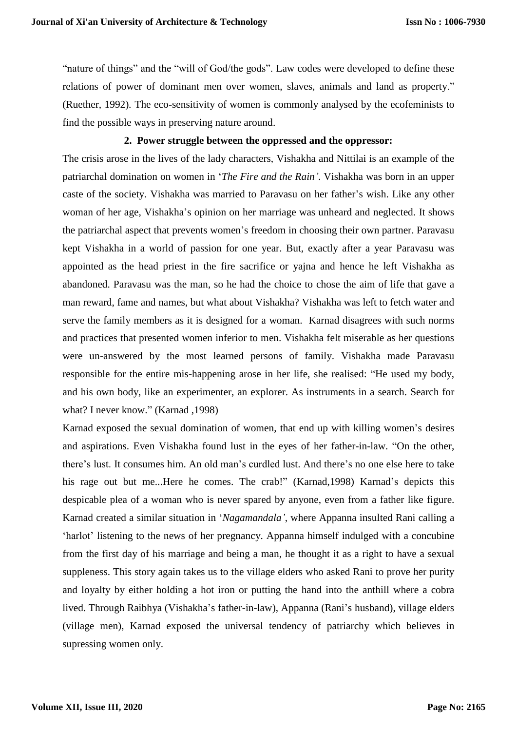"nature of things" and the "will of God/the gods". Law codes were developed to define these relations of power of dominant men over women, slaves, animals and land as property." (Ruether, 1992). The eco-sensitivity of women is commonly analysed by the ecofeminists to find the possible ways in preserving nature around.

### 2. Power struggle between the oppressed and the oppressor:

The crisis arose in the lives of the lady characters, Vishakha and Nittilai is an example of the patriarchal domination on women in '*The Fire and the Rain'*. Vishakha was born in an upper caste of the society. Vishakha was married to Paravasu on her father's wish. Like any other woman of her age, Vishakha's opinion on her marriage was unheard and neglected. It shows the patriarchal aspect that prevents women's freedom in choosing their own partner. Paravasu kept Vishakha in a world of passion for one year. But, exactly after a year Paravasu was appointed as the head priest in the fire sacrifice or yajna and hence he left Vishakha as abandoned. Paravasu was the man, so he had the choice to chose the aim of life that gave a man reward, fame and names, but what about Vishakha? Vishakha was left to fetch water and serve the family members as it is designed for a woman. Karnad disagrees with such norms and practices that presented women inferior to men. Vishakha felt miserable as her questions were un-answered by the most learned persons of family. Vishakha made Paravasu responsible for the entire mis-happening arose in her life, she realised: "He used my body, and his own body, like an experimenter, an explorer. As instruments in a search. Search for what? I never know." (Karnad ,1998)

Karnad exposed the sexual domination of women, that end up with killing women's desires and aspirations. Even Vishakha found lust in the eyes of her father-in-law. "On the other, there's lust. It consumes him. An old man's curdled lust. And there's no one else here to take his rage out but me...Here he comes. The crab!" (Karnad,1998) Karnad's depicts this despicable plea of a woman who is never spared by anyone, even from a father like figure. Karnad created a similar situation in '*Nagamandala'*, where Appanna insulted Rani calling a 'harlot' listening to the news of her pregnancy. Appanna himself indulged with a concubine from the first day of his marriage and being a man, he thought it as a right to have a sexual suppleness. This story again takes us to the village elders who asked Rani to prove her purity and loyalty by either holding a hot iron or putting the hand into the anthill where a cobra lived. Through Raibhya (Vishakha's father-in-law), Appanna (Rani's husband), village elders (village men), Karnad exposed the universal tendency of patriarchy which believes in supressing women only.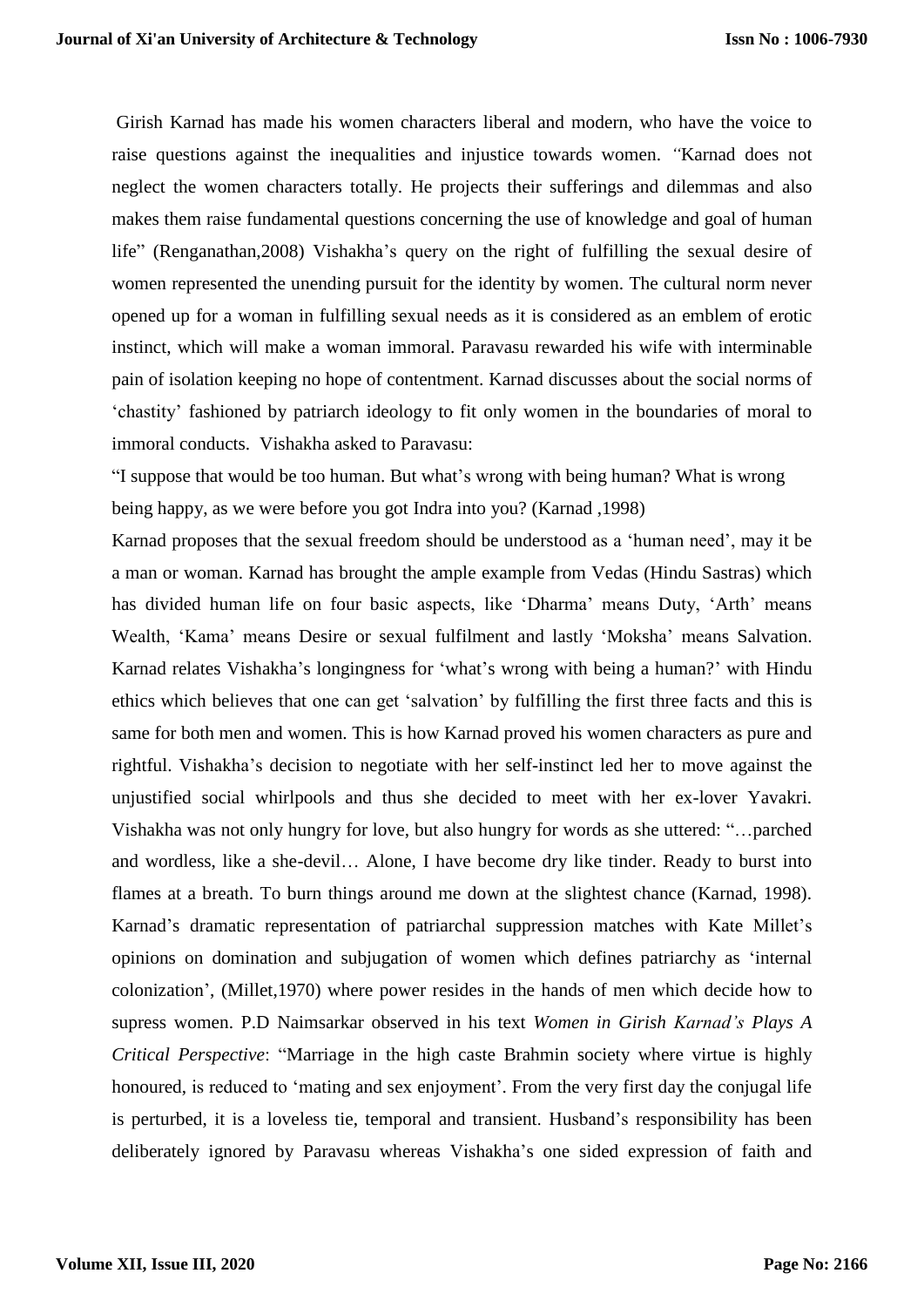Girish Karnad has made his women characters liberal and modern, who have the voice to raise questions against the inequalities and injustice towards women. *"*Karnad does not neglect the women characters totally. He projects their sufferings and dilemmas and also makes them raise fundamental questions concerning the use of knowledge and goal of human life" (Renganathan,2008) Vishakha's query on the right of fulfilling the sexual desire of women represented the unending pursuit for the identity by women. The cultural norm never opened up for a woman in fulfilling sexual needs as it is considered as an emblem of erotic instinct, which will make a woman immoral. Paravasu rewarded his wife with interminable pain of isolation keeping no hope of contentment. Karnad discusses about the social norms of 'chastity' fashioned by patriarch ideology to fit only women in the boundaries of moral to immoral conducts. Vishakha asked to Paravasu:

"I suppose that would be too human. But what's wrong with being human? What is wrong being happy, as we were before you got Indra into you? (Karnad ,1998)

Karnad proposes that the sexual freedom should be understood as a 'human need', may it be a man or woman. Karnad has brought the ample example from Vedas (Hindu Sastras) which has divided human life on four basic aspects, like 'Dharma' means Duty, 'Arth' means Wealth, 'Kama' means Desire or sexual fulfilment and lastly 'Moksha' means Salvation. Karnad relates Vishakha's longingness for 'what's wrong with being a human?' with Hindu ethics which believes that one can get 'salvation' by fulfilling the first three facts and this is same for both men and women. This is how Karnad proved his women characters as pure and rightful. Vishakha's decision to negotiate with her self-instinct led her to move against the unjustified social whirlpools and thus she decided to meet with her ex-lover Yavakri. Vishakha was not only hungry for love, but also hungry for words as she uttered: "…parched and wordless, like a she-devil… Alone, I have become dry like tinder. Ready to burst into flames at a breath. To burn things around me down at the slightest chance (Karnad, 1998). Karnad's dramatic representation of patriarchal suppression matches with Kate Millet's opinions on domination and subjugation of women which defines patriarchy as 'internal colonization', (Millet,1970) where power resides in the hands of men which decide how to supress women. P.D Naimsarkar observed in his text *Women in Girish Karnad's Plays A Critical Perspective*: "Marriage in the high caste Brahmin society where virtue is highly honoured, is reduced to 'mating and sex enjoyment'. From the very first day the conjugal life is perturbed, it is a loveless tie, temporal and transient. Husband's responsibility has been deliberately ignored by Paravasu whereas Vishakha's one sided expression of faith and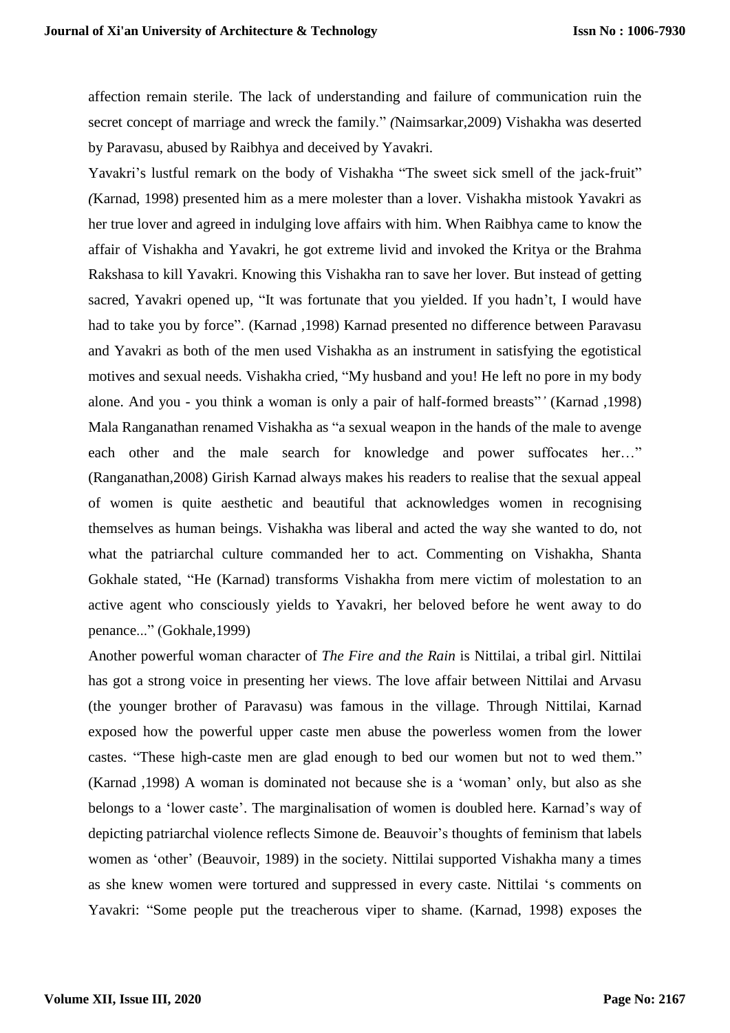affection remain sterile. The lack of understanding and failure of communication ruin the secret concept of marriage and wreck the family." *(*Naimsarkar,2009) Vishakha was deserted by Paravasu, abused by Raibhya and deceived by Yavakri.

Yavakri's lustful remark on the body of Vishakha "The sweet sick smell of the jack-fruit" *(*Karnad, 1998) presented him as a mere molester than a lover. Vishakha mistook Yavakri as her true lover and agreed in indulging love affairs with him. When Raibhya came to know the affair of Vishakha and Yavakri, he got extreme livid and invoked the Kritya or the Brahma Rakshasa to kill Yavakri. Knowing this Vishakha ran to save her lover. But instead of getting sacred, Yavakri opened up, "It was fortunate that you yielded. If you hadn't, I would have had to take you by force". (Karnad ,1998) Karnad presented no difference between Paravasu and Yavakri as both of the men used Vishakha as an instrument in satisfying the egotistical motives and sexual needs. Vishakha cried, "My husband and you! He left no pore in my body alone. And you - you think a woman is only a pair of half-formed breasts"*'* (Karnad ,1998) Mala Ranganathan renamed Vishakha as "a sexual weapon in the hands of the male to avenge each other and the male search for knowledge and power suffocates her…" (Ranganathan,2008) Girish Karnad always makes his readers to realise that the sexual appeal of women is quite aesthetic and beautiful that acknowledges women in recognising themselves as human beings. Vishakha was liberal and acted the way she wanted to do, not what the patriarchal culture commanded her to act. Commenting on Vishakha, Shanta Gokhale stated, "He (Karnad) transforms Vishakha from mere victim of molestation to an active agent who consciously yields to Yavakri, her beloved before he went away to do penance..." (Gokhale,1999)

Another powerful woman character of *The Fire and the Rain* is Nittilai, a tribal girl. Nittilai has got a strong voice in presenting her views. The love affair between Nittilai and Arvasu (the younger brother of Paravasu) was famous in the village. Through Nittilai, Karnad exposed how the powerful upper caste men abuse the powerless women from the lower castes. "These high-caste men are glad enough to bed our women but not to wed them." (Karnad ,1998) A woman is dominated not because she is a 'woman' only, but also as she belongs to a 'lower caste'. The marginalisation of women is doubled here. Karnad's way of depicting patriarchal violence reflects Simone de. Beauvoir's thoughts of feminism that labels women as 'other' (Beauvoir, 1989) in the society. Nittilai supported Vishakha many a times as she knew women were tortured and suppressed in every caste. Nittilai 's comments on Yavakri: "Some people put the treacherous viper to shame. (Karnad, 1998) exposes the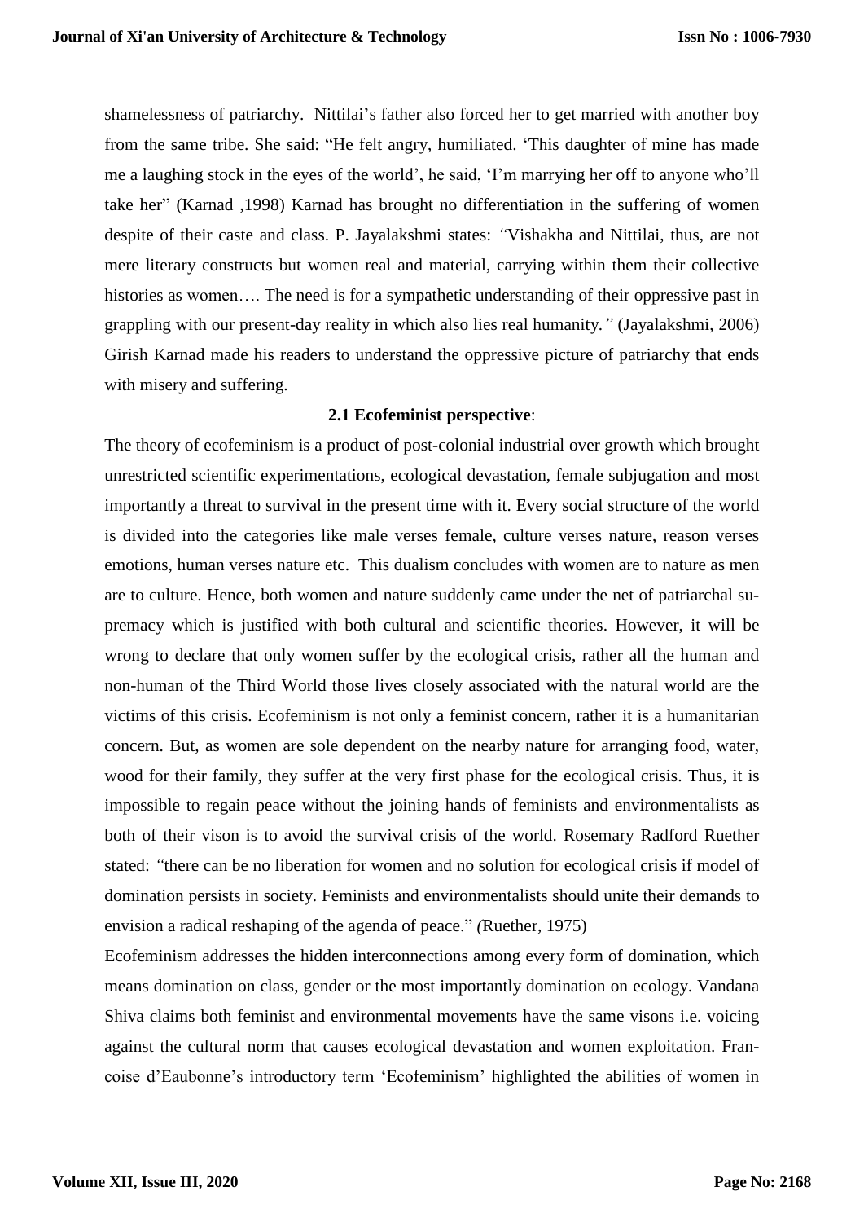shamelessness of patriarchy. Nittilai's father also forced her to get married with another boy from the same tribe. She said: "He felt angry, humiliated. 'This daughter of mine has made me a laughing stock in the eyes of the world', he said, 'I'm marrying her off to anyone who'll take her" (Karnad ,1998) Karnad has brought no differentiation in the suffering of women despite of their caste and class. P. Jayalakshmi states: *"*Vishakha and Nittilai, thus, are not mere literary constructs but women real and material, carrying within them their collective histories as women…. The need is for a sympathetic understanding of their oppressive past in grappling with our present-day reality in which also lies real humanity.*"* (Jayalakshmi, 2006) Girish Karnad made his readers to understand the oppressive picture of patriarchy that ends with misery and suffering.

### 2.1 Ecofeminist perspective:

The theory of ecofeminism is a product of post-colonial industrial over growth which brought unrestricted scientific experimentations, ecological devastation, female subjugation and most importantly a threat to survival in the present time with it. Every social structure of the world is divided into the categories like male verses female, culture verses nature, reason verses emotions, human verses nature etc. This dualism concludes with women are to nature as men are to culture. Hence, both women and nature suddenly came under the net of patriarchal supremacy which is justified with both cultural and scientific theories. However, it will be wrong to declare that only women suffer by the ecological crisis, rather all the human and non-human of the Third World those lives closely associated with the natural world are the victims of this crisis. Ecofeminism is not only a feminist concern, rather it is a humanitarian concern. But, as women are sole dependent on the nearby nature for arranging food, water, wood for their family, they suffer at the very first phase for the ecological crisis. Thus, it is impossible to regain peace without the joining hands of feminists and environmentalists as both of their vison is to avoid the survival crisis of the world. Rosemary Radford Ruether stated: *"*there can be no liberation for women and no solution for ecological crisis if model of domination persists in society. Feminists and environmentalists should unite their demands to envision a radical reshaping of the agenda of peace." *(*Ruether, 1975)

Ecofeminism addresses the hidden interconnections among every form of domination, which means domination on class, gender or the most importantly domination on ecology. Vandana Shiva claims both feminist and environmental movements have the same visons i.e. voicing against the cultural norm that causes ecological devastation and women exploitation. Francoise d'Eaubonne's introductory term 'Ecofeminism' highlighted the abilities of women in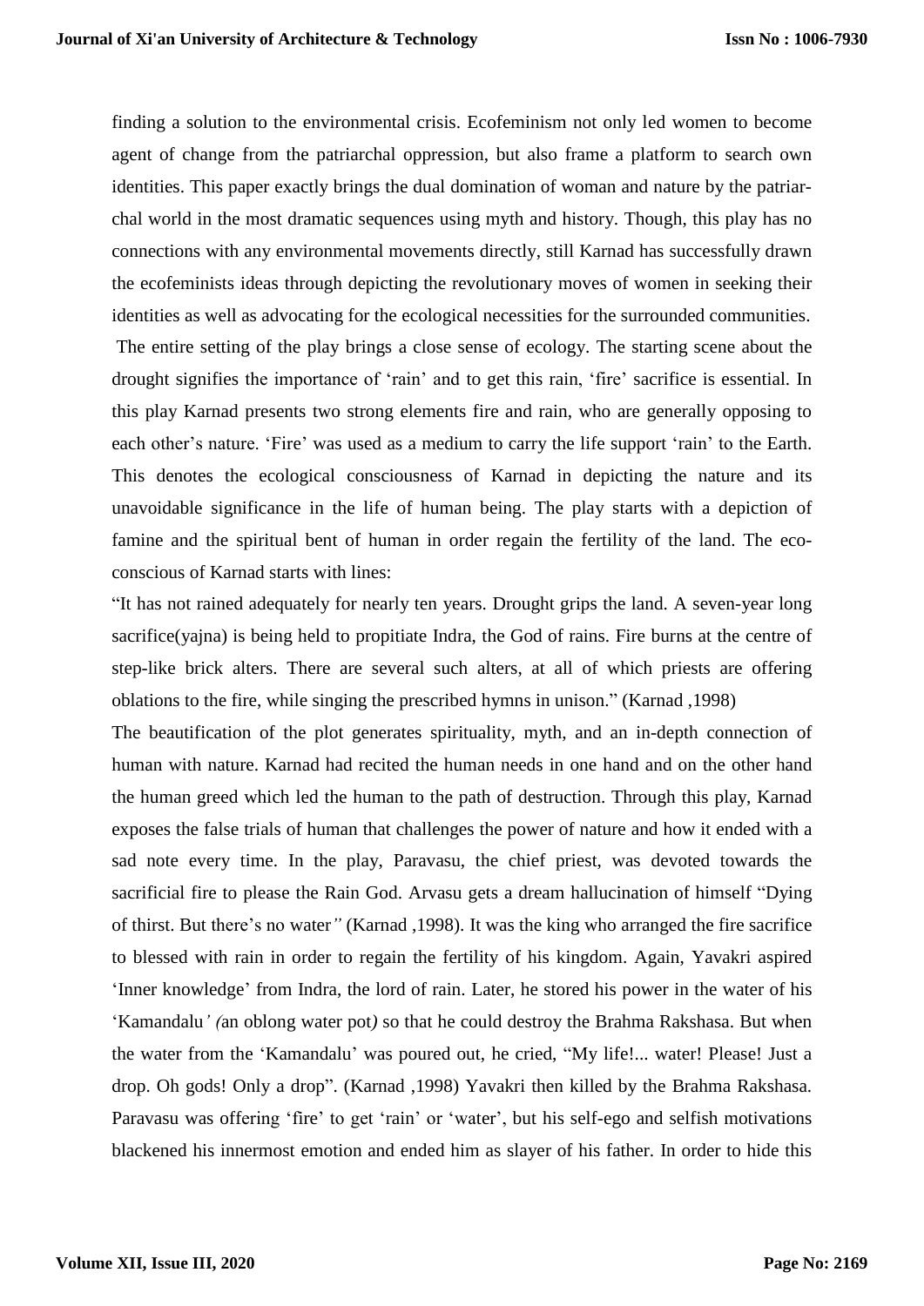finding a solution to the environmental crisis. Ecofeminism not only led women to become agent of change from the patriarchal oppression, but also frame a platform to search own identities. This paper exactly brings the dual domination of woman and nature by the patriarchal world in the most dramatic sequences using myth and history. Though, this play has no connections with any environmental movements directly, still Karnad has successfully drawn the ecofeminists ideas through depicting the revolutionary moves of women in seeking their identities as well as advocating for the ecological necessities for the surrounded communities.

The entire setting of the play brings a close sense of ecology. The starting scene about the drought signifies the importance of 'rain' and to get this rain, 'fire' sacrifice is essential. In this play Karnad presents two strong elements fire and rain, who are generally opposing to each other's nature. 'Fire' was used as a medium to carry the life support 'rain' to the Earth. This denotes the ecological consciousness of Karnad in depicting the nature and its unavoidable significance in the life of human being. The play starts with a depiction of famine and the spiritual bent of human in order regain the fertility of the land. The eco-conscious of Karnad starts with lines:

"It has not rained adequately for nearly ten years. Drought grips the land. A seven-year long sacrifice(yajna) is being held to propitiate Indra, the God of rains. Fire burns at the centre of step-like brick alters. There are several such alters, at all of which priests are offering oblations to the fire, while singing the prescribed hymns in unison." (Karnad ,1998)

The beautification of the plot generates spirituality, myth, and an in-depth connection of human with nature. Karnad had recited the human needs in one hand and on the other hand the human greed which led the human to the path of destruction. Through this play, Karnad exposes the false trials of human that challenges the power of nature and how it ended with a sad note every time. In the play, Paravasu, the chief priest, was devoted towards the sacrificial fire to please the Rain God. Arvasu gets a dream hallucination of himself "Dying of thirst. But there's no water*"* (Karnad ,1998). It was the king who arranged the fire sacrifice to blessed with rain in order to regain the fertility of his kingdom. Again, Yavakri aspired 'Inner knowledge' from Indra, the lord of rain. Later, he stored his power in the water of his 'Kamandalu*' (*an oblong water pot*)* so that he could destroy the Brahma Rakshasa. But when the water from the 'Kamandalu' was poured out, he cried, "My life!... water! Please! Just a drop. Oh gods! Only a drop". (Karnad ,1998) Yavakri then killed by the Brahma Rakshasa. Paravasu was offering 'fire' to get 'rain' or 'water', but his self-ego and selfish motivations blackened his innermost emotion and ended him as slayer of his father. In order to hide this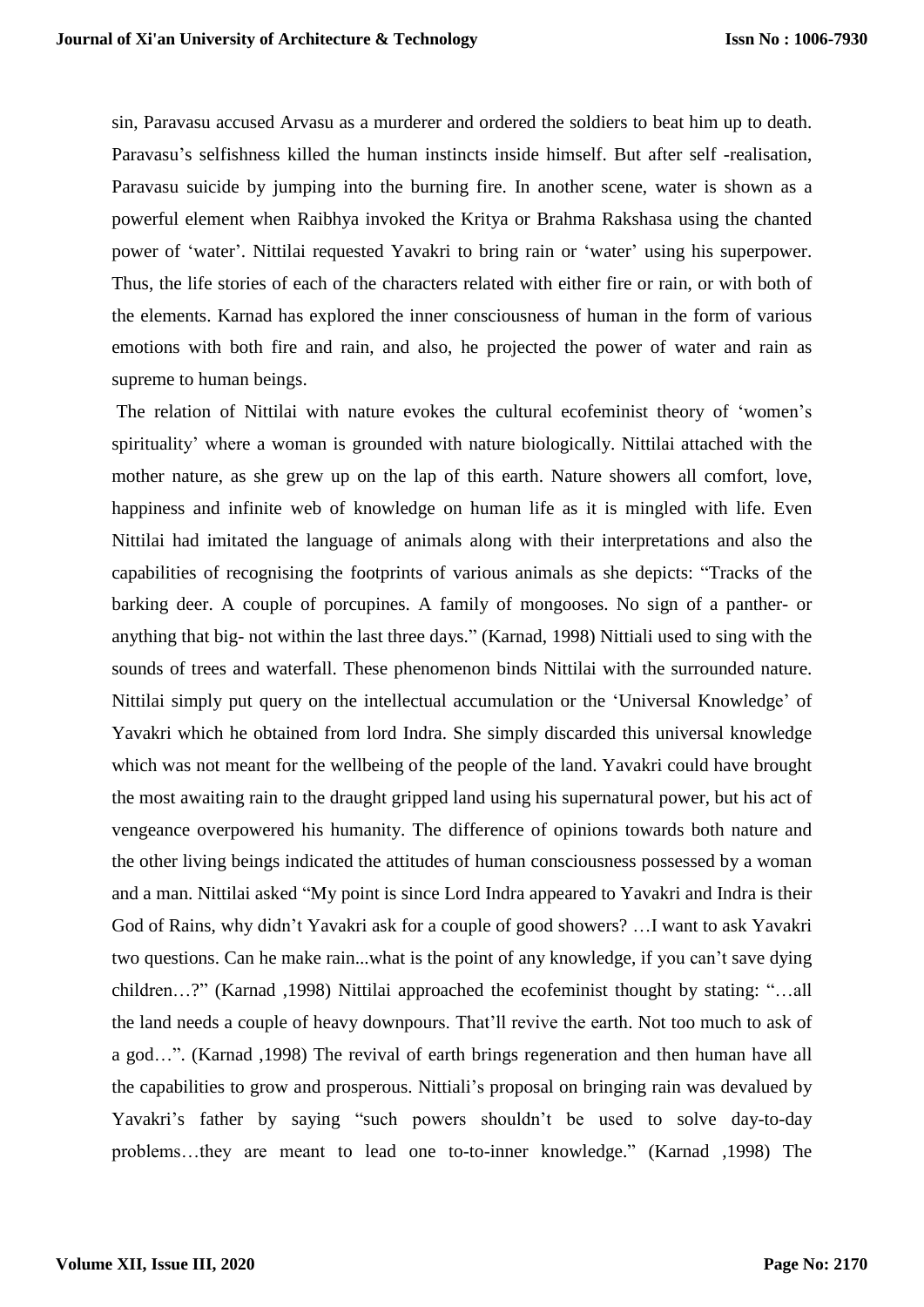sin, Paravasu accused Arvasu as a murderer and ordered the soldiers to beat him up to death. Paravasu's selfishness killed the human instincts inside himself. But after self -realisation, Paravasu suicide by jumping into the burning fire. In another scene, water is shown as a powerful element when Raibhya invoked the Kritya or Brahma Rakshasa using the chanted power of 'water'. Nittilai requested Yavakri to bring rain or 'water' using his superpower. Thus, the life stories of each of the characters related with either fire or rain, or with both of the elements. Karnad has explored the inner consciousness of human in the form of various emotions with both fire and rain, and also, he projected the power of water and rain as supreme to human beings.

The relation of Nittilai with nature evokes the cultural ecofeminist theory of 'women's spirituality' where a woman is grounded with nature biologically. Nittilai attached with the mother nature, as she grew up on the lap of this earth. Nature showers all comfort, love, happiness and infinite web of knowledge on human life as it is mingled with life. Even Nittilai had imitated the language of animals along with their interpretations and also the capabilities of recognising the footprints of various animals as she depicts: "Tracks of the barking deer. A couple of porcupines. A family of mongooses. No sign of a panther- or anything that big- not within the last three days." (Karnad, 1998) Nittiali used to sing with the sounds of trees and waterfall. These phenomenon binds Nittilai with the surrounded nature. Nittilai simply put query on the intellectual accumulation or the 'Universal Knowledge' of Yavakri which he obtained from lord Indra. She simply discarded this universal knowledge which was not meant for the wellbeing of the people of the land. Yavakri could have brought the most awaiting rain to the draught gripped land using his supernatural power, but his act of vengeance overpowered his humanity. The difference of opinions towards both nature and the other living beings indicated the attitudes of human consciousness possessed by a woman and a man. Nittilai asked "My point is since Lord Indra appeared to Yavakri and Indra is their God of Rains, why didn't Yavakri ask for a couple of good showers? …I want to ask Yavakri two questions. Can he make rain...what is the point of any knowledge, if you can't save dying children…?" (Karnad ,1998) Nittilai approached the ecofeminist thought by stating: "…all the land needs a couple of heavy downpours. That'll revive the earth. Not too much to ask of a god…". (Karnad ,1998) The revival of earth brings regeneration and then human have all the capabilities to grow and prosperous. Nittiali's proposal on bringing rain was devalued by Yavakri's father by saying "such powers shouldn't be used to solve day-to-day problems…they are meant to lead one to-to-inner knowledge." (Karnad ,1998) The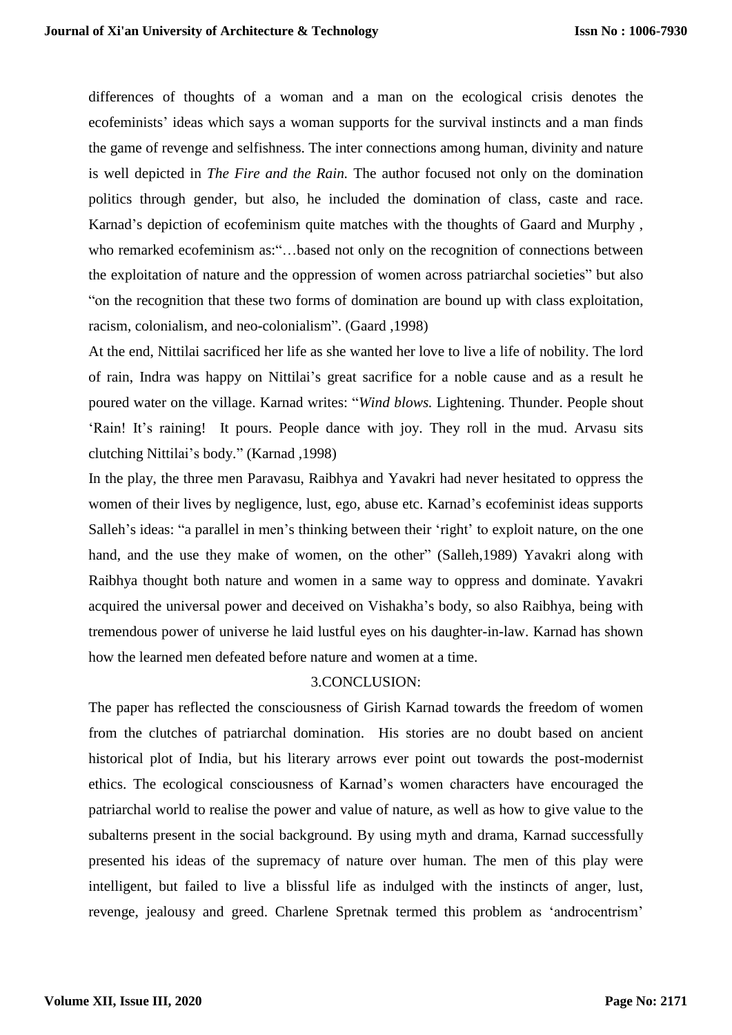differences of thoughts of a woman and a man on the ecological crisis denotes the ecofeminists' ideas which says a woman supports for the survival instincts and a man finds the game of revenge and selfishness. The inter connections among human, divinity and nature is well depicted in *The Fire and the Rain.* The author focused not only on the domination politics through gender, but also, he included the domination of class, caste and race. Karnad's depiction of ecofeminism quite matches with the thoughts of Gaard and Murphy , who remarked ecofeminism as:"…based not only on the recognition of connections between the exploitation of nature and the oppression of women across patriarchal societies" but also "on the recognition that these two forms of domination are bound up with class exploitation, racism, colonialism, and neo-colonialism". (Gaard ,1998)

At the end, Nittilai sacrificed her life as she wanted her love to live a life of nobility. The lord of rain, Indra was happy on Nittilai's great sacrifice for a noble cause and as a result he poured water on the village. Karnad writes: "*Wind blows.* Lightening. Thunder. People shout 'Rain! It's raining! It pours. People dance with joy. They roll in the mud. Arvasu sits clutching Nittilai's body." (Karnad ,1998)

In the play, the three men Paravasu, Raibhya and Yavakri had never hesitated to oppress the women of their lives by negligence, lust, ego, abuse etc. Karnad's ecofeminist ideas supports Salleh's ideas: "a parallel in men's thinking between their 'right' to exploit nature, on the one hand, and the use they make of women, on the other" (Salleh,1989) Yavakri along with Raibhya thought both nature and women in a same way to oppress and dominate. Yavakri acquired the universal power and deceived on Vishakha's body, so also Raibhya, being with tremendous power of universe he laid lustful eyes on his daughter-in-law. Karnad has shown how the learned men defeated before nature and women at a time.

## 3.CONCLUSION:

The paper has reflected the consciousness of Girish Karnad towards the freedom of women from the clutches of patriarchal domination. His stories are no doubt based on ancient historical plot of India, but his literary arrows ever point out towards the post-modernist ethics. The ecological consciousness of Karnad's women characters have encouraged the patriarchal world to realise the power and value of nature, as well as how to give value to the subalterns present in the social background. By using myth and drama, Karnad successfully presented his ideas of the supremacy of nature over human. The men of this play were intelligent, but failed to live a blissful life as indulged with the instincts of anger, lust, revenge, jealousy and greed. Charlene Spretnak termed this problem as 'androcentrism'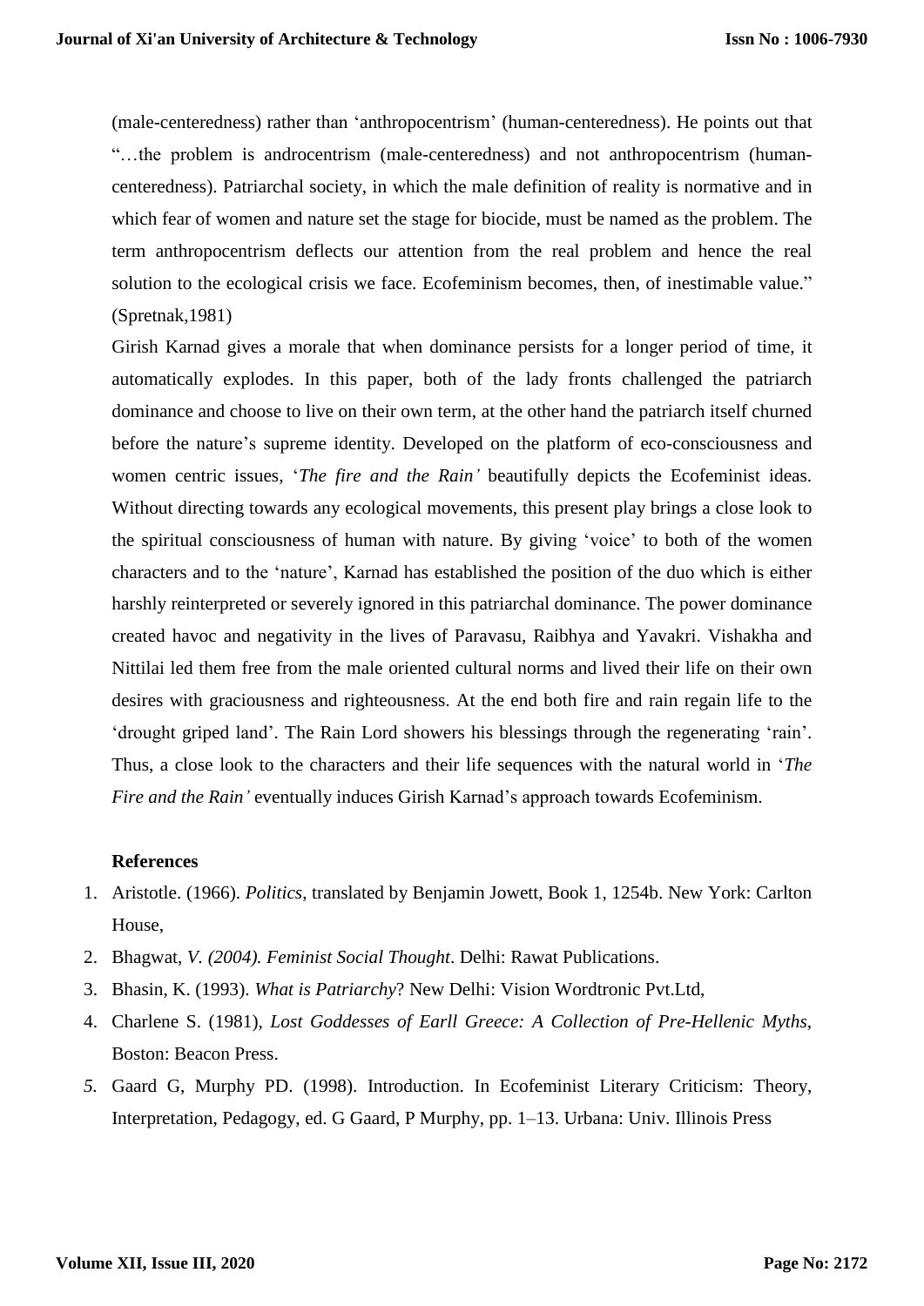(male-centeredness) rather than 'anthropocentrism' (human-centeredness). He points out that "…the problem is androcentrism (male-centeredness) and not anthropocentrism (human-centeredness). Patriarchal society, in which the male definition of reality is normative and in which fear of women and nature set the stage for biocide, must be named as the problem. The term anthropocentrism deflects our attention from the real problem and hence the real solution to the ecological crisis we face. Ecofeminism becomes, then, of inestimable value." (Spretnak,1981)

Girish Karnad gives a morale that when dominance persists for a longer period of time, it automatically explodes. In this paper, both of the lady fronts challenged the patriarch dominance and choose to live on their own term, at the other hand the patriarch itself churned before the nature's supreme identity. Developed on the platform of eco-consciousness and women centric issues, '*The fire and the Rain'* beautifully depicts the Ecofeminist ideas. Without directing towards any ecological movements, this present play brings a close look to the spiritual consciousness of human with nature. By giving 'voice' to both of the women characters and to the 'nature', Karnad has established the position of the duo which is either harshly reinterpreted or severely ignored in this patriarchal dominance. The power dominance created havoc and negativity in the lives of Paravasu, Raibhya and Yavakri. Vishakha and Nittilai led them free from the male oriented cultural norms and lived their life on their own desires with graciousness and righteousness. At the end both fire and rain regain life to the 'drought griped land'. The Rain Lord showers his blessings through the regenerating 'rain'. Thus, a close look to the characters and their life sequences with the natural world in '*The Fire and the Rain'* eventually induces Girish Karnad's approach towards Ecofeminism.

## References

1. Aristotle. (1966). *Politics*, translated by Benjamin Jowett, Book 1, 1254b. New York: Carlton House,
2. Bhagwat, *V. (2004). Feminist Social Thought*. Delhi: Rawat Publications.
3. Bhasin, K. (1993). *What is Patriarchy*? New Delhi: Vision Wordtronic Pvt.Ltd,
4. Charlene S. (1981), *Lost Goddesses of Earll Greece: A Collection of Pre-Hellenic Myths*, Boston: Beacon Press.
5. Gaard G, Murphy PD. (1998). Introduction. In Ecofeminist Literary Criticism: Theory, Interpretation, Pedagogy, ed. G Gaard, P Murphy, pp. 1–13. Urbana: Univ. Illinois Press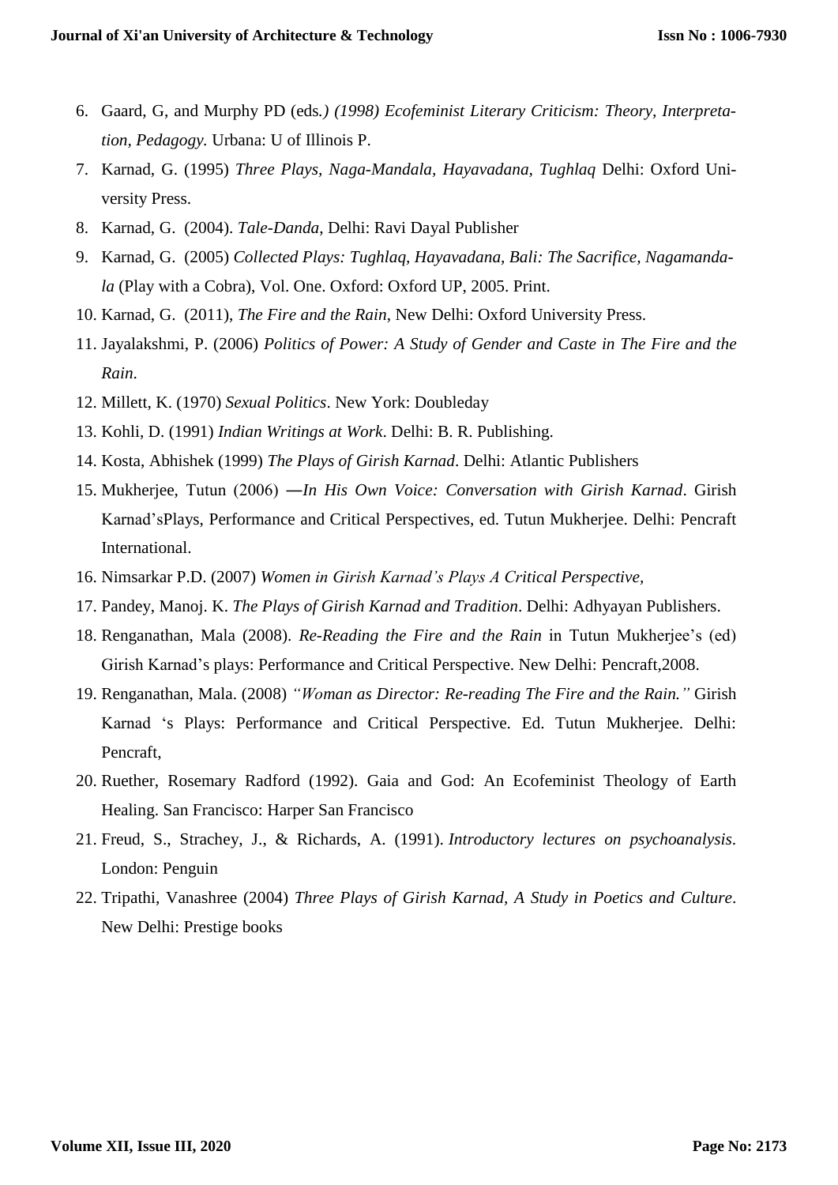6. Gaard, G, and Murphy PD (eds*.) (1998) Ecofeminist Literary Criticism: Theory, Interpretation, Pedagogy.* Urbana: U of Illinois P.
7. Karnad, G. (1995) *Three Plays, Naga-Mandala, Hayavadana, Tughlaq* Delhi: Oxford University Press.
8. Karnad, G. (2004). *Tale-Danda,* Delhi: Ravi Dayal Publisher
9. Karnad, G. (2005) *Collected Plays: Tughlaq, Hayavadana, Bali: The Sacrifice, Nagamandala* (Play with a Cobra), Vol. One. Oxford: Oxford UP, 2005. Print.
10. Karnad, G. (2011), *The Fire and the Rain*, New Delhi: Oxford University Press.
11. Jayalakshmi, P. (2006) *Politics of Power: A Study of Gender and Caste in The Fire and the Rain*.
12. Millett, K. (1970) *Sexual Politics*. New York: Doubleday
13. Kohli, D. (1991) *Indian Writings at Work*. Delhi: B. R. Publishing.
14. Kosta, Abhishek (1999) *The Plays of Girish Karnad*. Delhi: Atlantic Publishers
15. Mukherjee, Tutun (2006) ―*In His Own Voice: Conversation with Girish Karnad*. Girish Karnad'sPlays, Performance and Critical Perspectives, ed. Tutun Mukherjee. Delhi: Pencraft International.
16. Nimsarkar P.D. (2007) *Women in Girish Karnad's Plays A Critical Perspective,*
17. Pandey, Manoj. K. *The Plays of Girish Karnad and Tradition*. Delhi: Adhyayan Publishers.
18. Renganathan, Mala (2008). *Re-Reading the Fire and the Rain* in Tutun Mukherjee's (ed) Girish Karnad's plays: Performance and Critical Perspective. New Delhi: Pencraft,2008.
19. Renganathan, Mala. (2008) *"Woman as Director: Re-reading The Fire and the Rain."* Girish Karnad 's Plays: Performance and Critical Perspective. Ed. Tutun Mukherjee. Delhi: Pencraft,
20. Ruether, Rosemary Radford (1992). Gaia and God: An Ecofeminist Theology of Earth Healing. San Francisco: Harper San Francisco
21. Freud, S., Strachey, J., & Richards, A. (1991). *Introductory lectures on psychoanalysis*. London: Penguin
22. Tripathi, Vanashree (2004) *Three Plays of Girish Karnad, A Study in Poetics and Culture*. New Delhi: Prestige books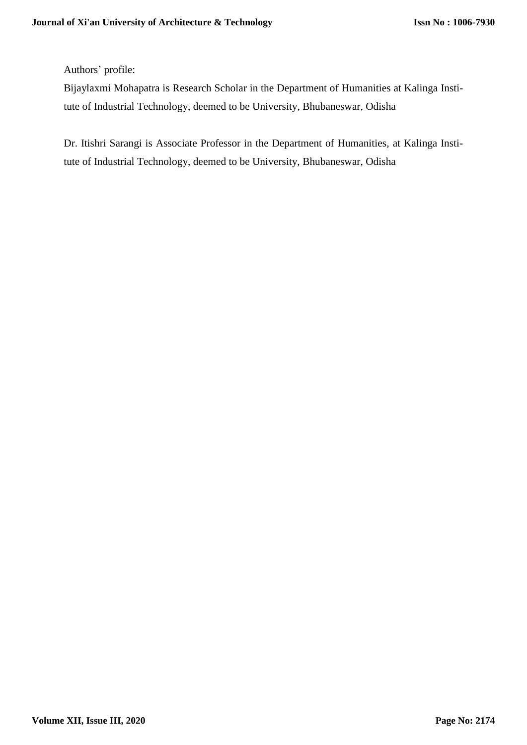Authors' profile:

Bijaylaxmi Mohapatra is Research Scholar in the Department of Humanities at Kalinga Institute of Industrial Technology, deemed to be University, Bhubaneswar, Odisha

Dr. Itishri Sarangi is Associate Professor in the Department of Humanities, at Kalinga Institute of Industrial Technology, deemed to be University, Bhubaneswar, Odisha